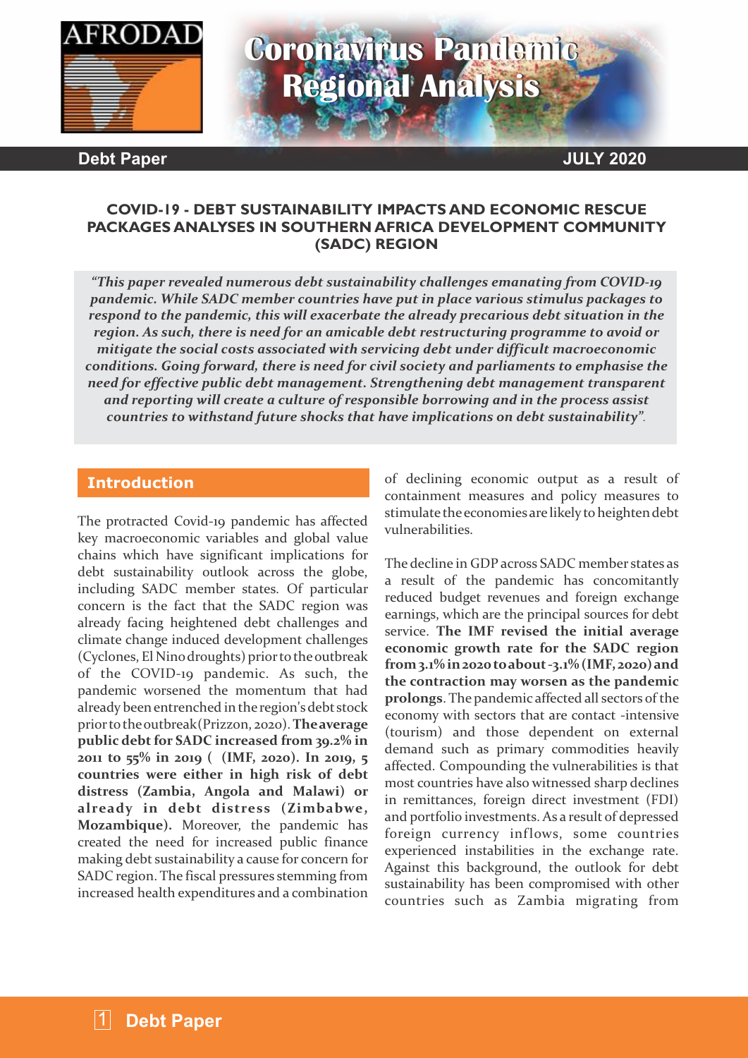# Coronavirus Pandemic Regional Analysis

**Debt Paper** **JULY 2020**

## COVID-19 - DEBT SUSTAINABILITY IMPACTS AND ECONOMIC RESCUE PACKAGES ANALYSES IN SOUTHERN AFRICA DEVELOPMENT COMMUNITY (SADC) REGION

***"This paper revealed numerous debt sustainability challenges emanating from COVID-19 pandemic. While SADC member countries have put in place various stimulus packages to respond to the pandemic, this will exacerbate the already precarious debt situation in the region. As such, there is need for an amicable debt restructuring programme to avoid or mitigate the social costs associated with servicing debt under difficult macroeconomic conditions. Going forward, there is need for civil society and parliaments to emphasise the need for effective public debt management. Strengthening debt management transparent and reporting will create a culture of responsible borrowing and in the process assist countries to withstand future shocks that have implications on debt sustainability".***

## Introduction

The protracted Covid-19 pandemic has affected key macroeconomic variables and global value chains which have significant implications for debt sustainability outlook across the globe, including SADC member states. Of particular concern is the fact that the SADC region was already facing heightened debt challenges and climate change induced development challenges (Cyclones, El Nino droughts) prior to the outbreak of the COVID-19 pandemic. As such, the pandemic worsened the momentum that had already been entrenched in the region's debt stock prior to the outbreak (Prizzon, 2020). **The average public debt for SADC increased from 39.2% in 2011 to 55% in 2019 ( (IMF, 2020). In 2019, 5 countries were either in high risk of debt distress (Zambia, Angola and Malawi) or already in debt distress (Zimbabwe, Mozambique).** Moreover, the pandemic has created the need for increased public finance making debt sustainability a cause for concern for SADC region. The fiscal pressures stemming from increased health expenditures and a combination of declining economic output as a result of containment measures and policy measures to stimulate the economies are likely to heighten debt vulnerabilities.

The decline in GDP across SADC member states as a result of the pandemic has concomitantly reduced budget revenues and foreign exchange earnings, which are the principal sources for debt service. **The IMF revised the initial average economic growth rate for the SADC region from 3.1% in 2020 to about -3.1% (IMF, 2020) and the contraction may worsen as the pandemic prolongs**. The pandemic affected all sectors of the economy with sectors that are contact -intensive (tourism) and those dependent on external demand such as primary commodities heavily affected. Compounding the vulnerabilities is that most countries have also witnessed sharp declines in remittances, foreign direct investment (FDI) and portfolio investments. As a result of depressed foreign currency inflows, some countries experienced instabilities in the exchange rate. Against this background, the outlook for debt sustainability has been compromised with other countries such as Zambia migrating from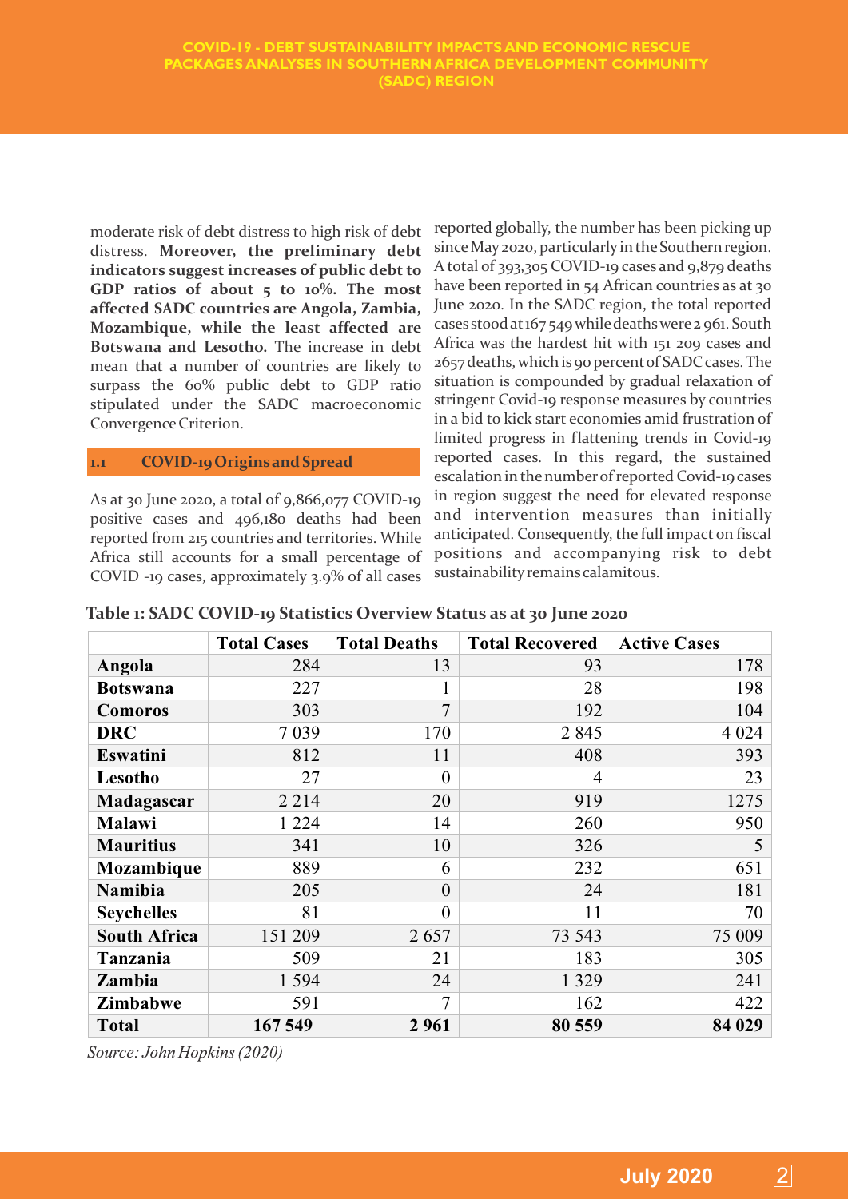moderate risk of debt distress to high risk of debt distress. **Moreover, the preliminary debt indicators suggest increases of public debt to GDP ratios of about 5 to 10%. The most affected SADC countries are Angola, Zambia, Mozambique, while the least affected are Botswana and Lesotho.** The increase in debt mean that a number of countries are likely to surpass the 60% public debt to GDP ratio stipulated under the SADC macroeconomic Convergence Criterion.

## 1.1 COVID-19 Origins and Spread

As at 30 June 2020, a total of 9,866,077 COVID-19 positive cases and 496,180 deaths had been reported from 215 countries and territories. While Africa still accounts for a small percentage of COVID -19 cases, approximately 3.9% of all cases reported globally, the number has been picking up since May 2020, particularly in the Southern region. A total of 393,305 COVID-19 cases and 9,879 deaths have been reported in 54 African countries as at 30 June 2020. In the SADC region, the total reported cases stood at 167 549 while deaths were 2 961. South Africa was the hardest hit with 151 209 cases and 2657 deaths, which is 90 percent of SADC cases. The situation is compounded by gradual relaxation of stringent Covid-19 response measures by countries in a bid to kick start economies amid frustration of limited progress in flattening trends in Covid-19 reported cases. In this regard, the sustained escalation in the number of reported Covid-19 cases in region suggest the need for elevated response and intervention measures than initially anticipated. Consequently, the full impact on fiscal positions and accompanying risk to debt sustainability remains calamitous.

**Table 1: SADC COVID-19 Statistics Overview Status as at 30 June 2020**

| | Total Cases | Total Deaths | Total Recovered | Active Cases |
|---|---|---|---|---|
| **Angola** | 284 | 13 | 93 | 178 |
| **Botswana** | 227 | 1 | 28 | 198 |
| **Comoros** | 303 | 7 | 192 | 104 |
| **DRC** | 7 039 | 170 | 2 845 | 4 024 |
| **Eswatini** | 812 | 11 | 408 | 393 |
| **Lesotho** | 27 | 0 | 4 | 23 |
| **Madagascar** | 2 214 | 20 | 919 | 1275 |
| **Malawi** | 1 224 | 14 | 260 | 950 |
| **Mauritius** | 341 | 10 | 326 | 5 |
| **Mozambique** | 889 | 6 | 232 | 651 |
| **Namibia** | 205 | 0 | 24 | 181 |
| **Seychelles** | 81 | 0 | 11 | 70 |
| **South Africa** | 151 209 | 2 657 | 73 543 | 75 009 |
| **Tanzania** | 509 | 21 | 183 | 305 |
| **Zambia** | 1 594 | 24 | 1 329 | 241 |
| **Zimbabwe** | 591 | 7 | 162 | 422 |
| **Total** | **167 549** | **2 961** | **80 559** | **84 029** |

*Source: John Hopkins (2020)*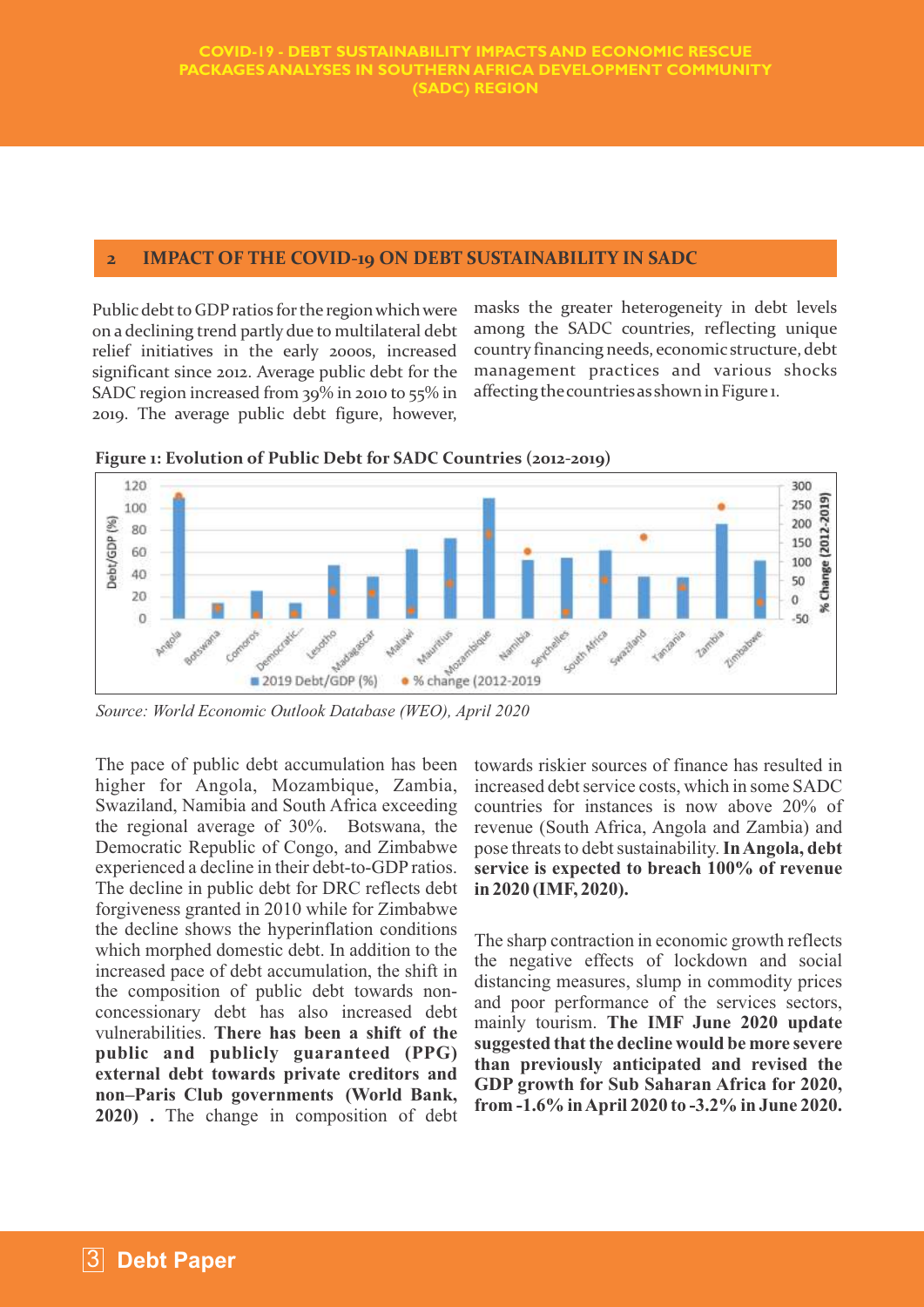## 2 IMPACT OF THE COVID-19 ON DEBT SUSTAINABILITY IN SADC

Public debt to GDP ratios for the region which were on a declining trend partly due to multilateral debt relief initiatives in the early 2000s, increased significant since 2012. Average public debt for the SADC region increased from 39% in 2010 to 55% in 2019. The average public debt figure, however, masks the greater heterogeneity in debt levels among the SADC countries, reflecting unique country financing needs, economic structure, debt management practices and various shocks affecting the countries as shown in Figure 1.

**Figure 1: Evolution of Public Debt for SADC Countries (2012-2019)**

*Source: World Economic Outlook Database (WEO), April 2020*

The pace of public debt accumulation has been higher for Angola, Mozambique, Zambia, Swaziland, Namibia and South Africa exceeding the regional average of 30%. Botswana, the Democratic Republic of Congo, and Zimbabwe experienced a decline in their debt-to-GDP ratios. The decline in public debt for DRC reflects debt forgiveness granted in 2010 while for Zimbabwe the decline shows the hyperinflation conditions which morphed domestic debt. In addition to the increased pace of debt accumulation, the shift in the composition of public debt towards non-concessionary debt has also increased debt vulnerabilities. **There has been a shift of the public and publicly guaranteed (PPG) external debt towards private creditors and non–Paris Club governments (World Bank, 2020) .** The change in composition of debt towards riskier sources of finance has resulted in increased debt service costs, which in some SADC countries for instances is now above 20% of revenue (South Africa, Angola and Zambia) and pose threats to debt sustainability. **In Angola, debt service is expected to breach 100% of revenue in 2020 (IMF, 2020).**

The sharp contraction in economic growth reflects the negative effects of lockdown and social distancing measures, slump in commodity prices and poor performance of the services sectors, mainly tourism. **The IMF June 2020 update suggested that the decline would be more severe than previously anticipated and revised the GDP growth for Sub Saharan Africa for 2020, from -1.6% in April 2020 to -3.2% in June 2020.**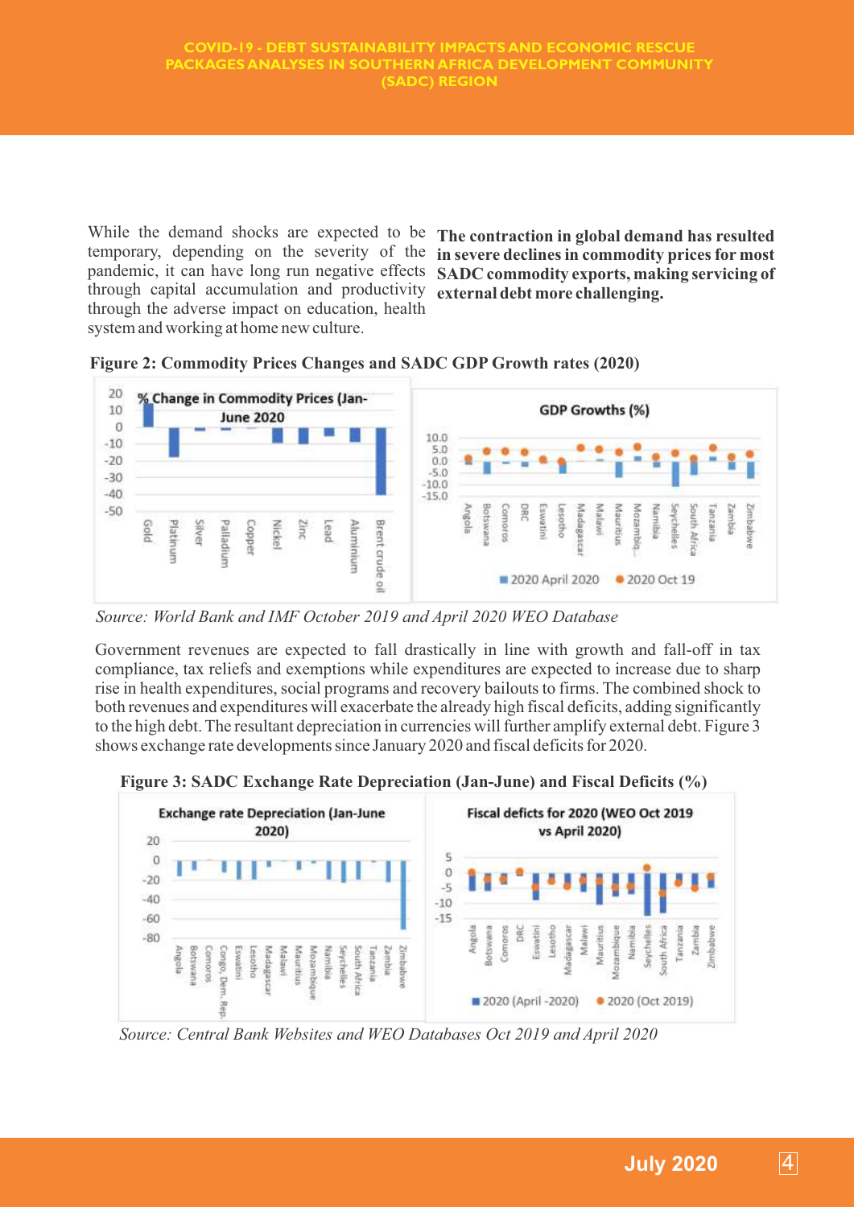While the demand shocks are expected to be temporary, depending on the severity of the pandemic, it can have long run negative effects through capital accumulation and productivity through the adverse impact on education, health system and working at home new culture.

**The contraction in global demand has resulted in severe declines in commodity prices for most SADC commodity exports, making servicing of external debt more challenging.**

**Figure 2: Commodity Prices Changes and SADC GDP Growth rates (2020)**

*Source: World Bank and IMF October 2019 and April 2020 WEO Database*

Government revenues are expected to fall drastically in line with growth and fall-off in tax compliance, tax reliefs and exemptions while expenditures are expected to increase due to sharp rise in health expenditures, social programs and recovery bailouts to firms. The combined shock to both revenues and expenditures will exacerbate the already high fiscal deficits, adding significantly to the high debt. The resultant depreciation in currencies will further amplify external debt. Figure 3 shows exchange rate developments since January 2020 and fiscal deficits for 2020.

**Figure 3: SADC Exchange Rate Depreciation (Jan-June) and Fiscal Deficits (%)**

*Source: Central Bank Websites and WEO Databases Oct 2019 and April 2020*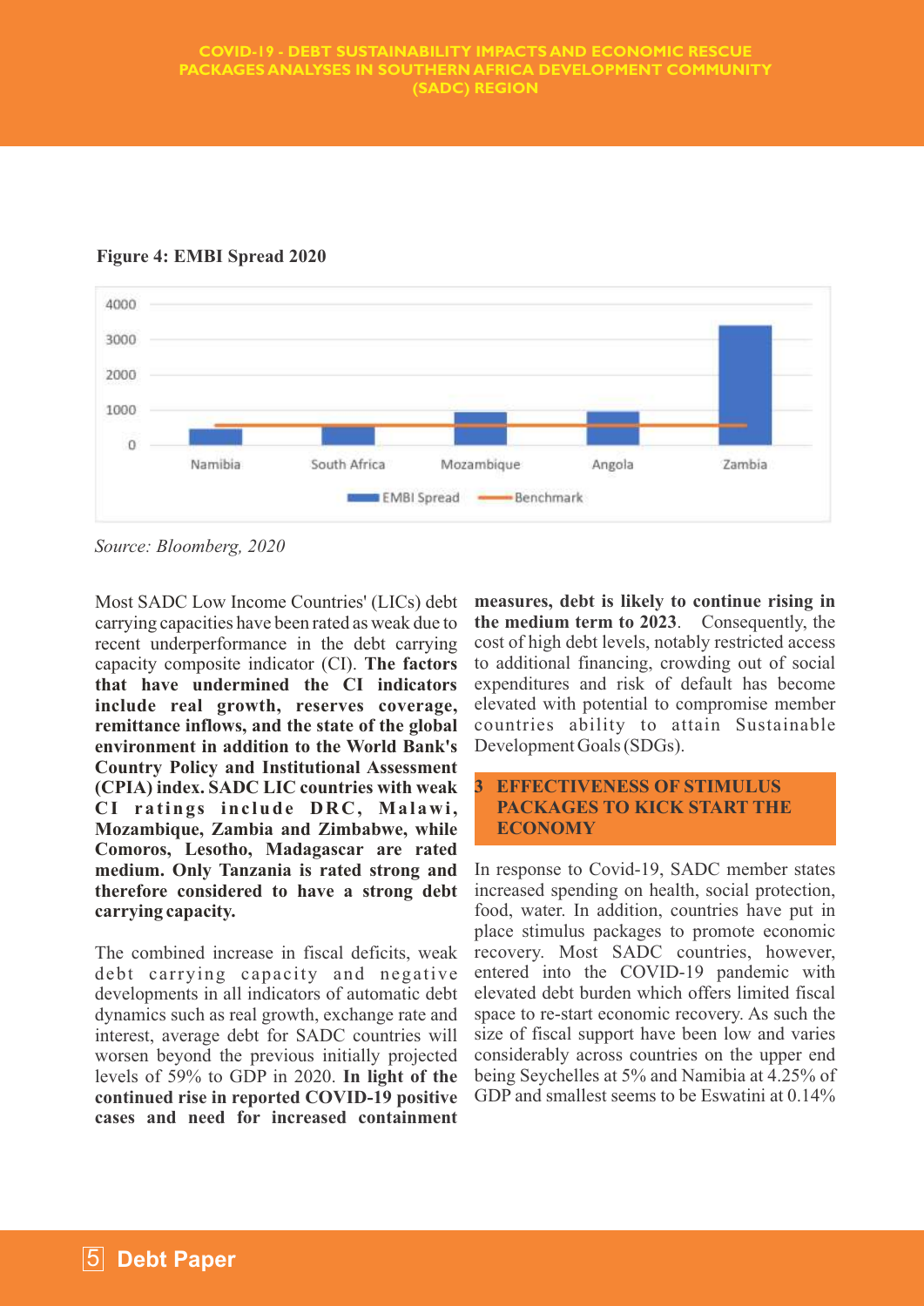**Figure 4: EMBI Spread 2020**

*Source: Bloomberg, 2020*

Most SADC Low Income Countries' (LICs) debt carrying capacities have been rated as weak due to recent underperformance in the debt carrying capacity composite indicator (CI). **The factors that have undermined the CI indicators include real growth, reserves coverage, remittance inflows, and the state of the global environment in addition to the World Bank's Country Policy and Institutional Assessment (CPIA) index. SADC LIC countries with weak CI ratings include DRC, Malawi, Mozambique, Zambia and Zimbabwe, while Comoros, Lesotho, Madagascar are rated medium. Only Tanzania is rated strong and therefore considered to have a strong debt carrying capacity.**

The combined increase in fiscal deficits, weak debt carrying capacity and negative developments in all indicators of automatic debt dynamics such as real growth, exchange rate and interest, average debt for SADC countries will worsen beyond the previous initially projected levels of 59% to GDP in 2020. **In light of the continued rise in reported COVID-19 positive cases and need for increased containment measures, debt is likely to continue rising in the medium term to 2023**. Consequently, the cost of high debt levels, notably restricted access to additional financing, crowding out of social expenditures and risk of default has become elevated with potential to compromise member countries ability to attain Sustainable Development Goals (SDGs).

## 3 EFFECTIVENESS OF STIMULUS PACKAGES TO KICK START THE ECONOMY

In response to Covid-19, SADC member states increased spending on health, social protection, food, water. In addition, countries have put in place stimulus packages to promote economic recovery. Most SADC countries, however, entered into the COVID-19 pandemic with elevated debt burden which offers limited fiscal space to re-start economic recovery. As such the size of fiscal support have been low and varies considerably across countries on the upper end being Seychelles at 5% and Namibia at 4.25% of GDP and smallest seems to be Eswatini at 0.14%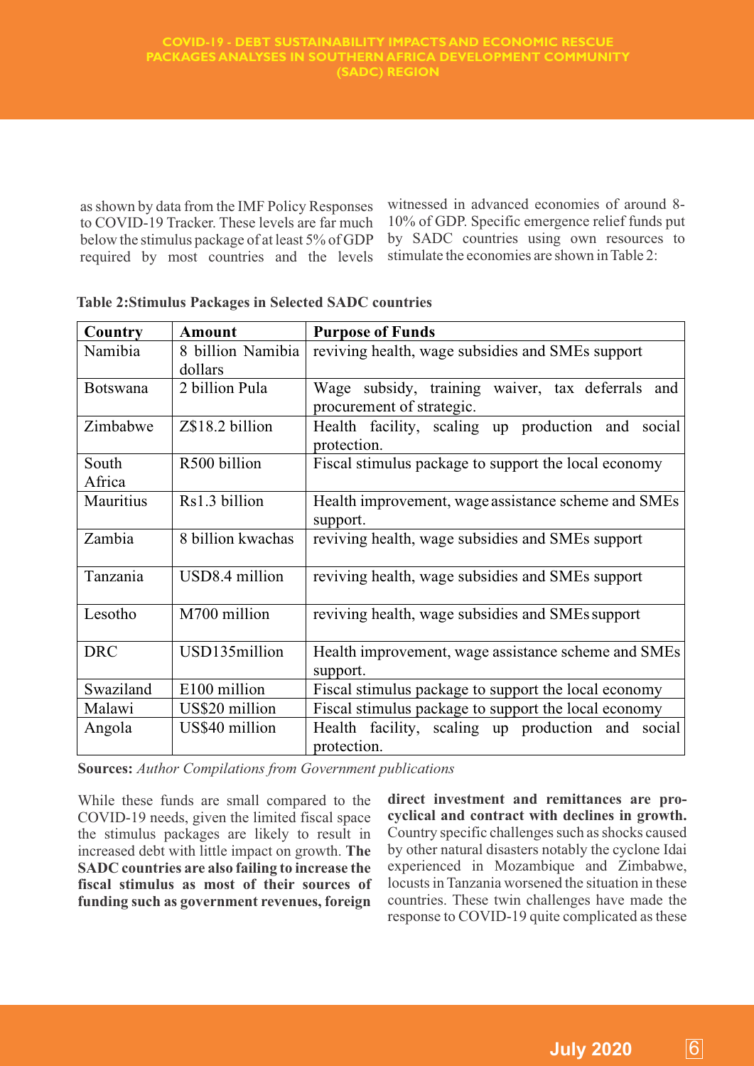as shown by data from the IMF Policy Responses to COVID-19 Tracker. These levels are far much below the stimulus package of at least 5% of GDP required by most countries and the levels witnessed in advanced economies of around 8-10% of GDP. Specific emergence relief funds put by SADC countries using own resources to stimulate the economies are shown in Table 2:

**Table 2:Stimulus Packages in Selected SADC countries**

| Country | Amount | Purpose of Funds |
|---|---|---|
| Namibia | 8 billion Namibia dollars | reviving health, wage subsidies and SMEs support |
| Botswana | 2 billion Pula | Wage subsidy, training waiver, tax deferrals and procurement of strategic. |
| Zimbabwe | Z$18.2 billion | Health facility, scaling up production and social protection. |
| South Africa | R500 billion | Fiscal stimulus package to support the local economy |
| Mauritius | Rs1.3 billion | Health improvement, wage assistance scheme and SMEs support. |
| Zambia | 8 billion kwachas | reviving health, wage subsidies and SMEs support |
| Tanzania | USD8.4 million | reviving health, wage subsidies and SMEs support |
| Lesotho | M700 million | reviving health, wage subsidies and SMEs support |
| DRC | USD135million | Health improvement, wage assistance scheme and SMEs support. |
| Swaziland | E100 million | Fiscal stimulus package to support the local economy |
| Malawi | US$20 million | Fiscal stimulus package to support the local economy |
| Angola | US$40 million | Health facility, scaling up production and social protection. |

**Sources:** *Author Compilations from Government publications*

While these funds are small compared to the COVID-19 needs, given the limited fiscal space the stimulus packages are likely to result in increased debt with little impact on growth. **The SADC countries are also failing to increase the fiscal stimulus as most of their sources of funding such as government revenues, foreign direct investment and remittances are pro-cyclical and contract with declines in growth.** Country specific challenges such as shocks caused by other natural disasters notably the cyclone Idai experienced in Mozambique and Zimbabwe, locusts in Tanzania worsened the situation in these countries. These twin challenges have made the response to COVID-19 quite complicated as these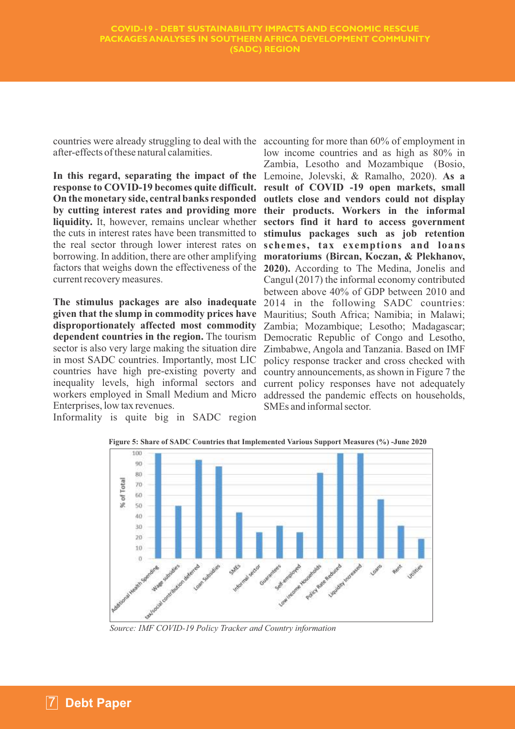countries were already struggling to deal with the after-effects of these natural calamities.

**In this regard, separating the impact of the response to COVID-19 becomes quite difficult. On the monetary side, central banks responded by cutting interest rates and providing more liquidity.** It, however, remains unclear whether the cuts in interest rates have been transmitted to the real sector through lower interest rates on borrowing. In addition, there are other amplifying factors that weighs down the effectiveness of the current recovery measures.

**The stimulus packages are also inadequate given that the slump in commodity prices have disproportionately affected most commodity dependent countries in the region.** The tourism sector is also very large making the situation dire in most SADC countries. Importantly, most LIC countries have high pre-existing poverty and inequality levels, high informal sectors and workers employed in Small Medium and Micro Enterprises, low tax revenues.

Informality is quite big in SADC region accounting for more than 60% of employment in low income countries and as high as 80% in Zambia, Lesotho and Mozambique (Bosio, Lemoine, Jolevski, & Ramalho, 2020). **As a result of COVID -19 open markets, small outlets close and vendors could not display their products. Workers in the informal sectors find it hard to access government stimulus packages such as job retention schemes, tax exemptions and loans moratoriums (Bircan, Koczan, & Plekhanov, 2020).** According to The Medina, Jonelis and Cangul (2017) the informal economy contributed between above 40% of GDP between 2010 and 2014 in the following SADC countries: Mauritius; South Africa; Namibia; in Malawi; Zambia; Mozambique; Lesotho; Madagascar; Democratic Republic of Congo and Lesotho, Zimbabwe, Angola and Tanzania. Based on IMF policy response tracker and cross checked with country announcements, as shown in Figure 7 the current policy responses have not adequately addressed the pandemic effects on households, SMEs and informal sector.

**Figure 5: Share of SADC Countries that Implemented Various Support Measures (%) -June 2020**

| Support Measure | % of Total |
|---|---|
| Additional Health Spending | 100 |
| Wage subsidies | 50 |
| tax/social contribution deferred | 94 |
| Loan Subsidies | 88 |
| SMEs | 44 |
| Informal sector | 25 |
| Guarantees | 31 |
| Self-employed | 25 |
| Low income Households | 81 |
| Policy Rate Reduced | 100 |
| Liquidity increased | 100 |
| Loans | 56 |
| Rent | 31 |
| Utilities | 19 |

*Source: IMF COVID-19 Policy Tracker and Country information*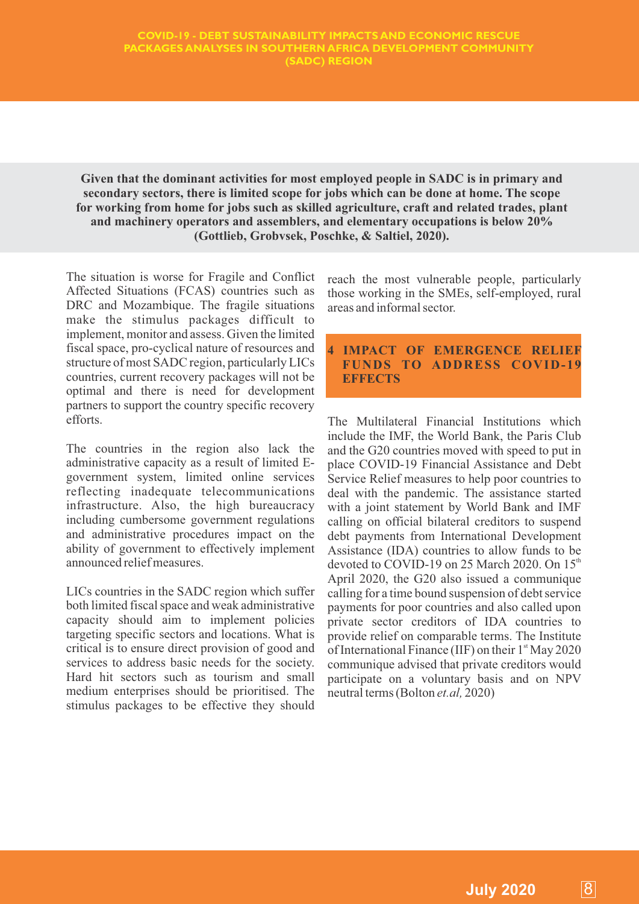**Given that the dominant activities for most employed people in SADC is in primary and secondary sectors, there is limited scope for jobs which can be done at home. The scope for working from home for jobs such as skilled agriculture, craft and related trades, plant and machinery operators and assemblers, and elementary occupations is below 20% (Gottlieb, Grobvsek, Poschke, & Saltiel, 2020).**

The situation is worse for Fragile and Conflict Affected Situations (FCAS) countries such as DRC and Mozambique. The fragile situations make the stimulus packages difficult to implement, monitor and assess. Given the limited fiscal space, pro-cyclical nature of resources and structure of most SADC region, particularly LICs countries, current recovery packages will not be optimal and there is need for development partners to support the country specific recovery efforts.

The countries in the region also lack the administrative capacity as a result of limited E-government system, limited online services reflecting inadequate telecommunications infrastructure. Also, the high bureaucracy including cumbersome government regulations and administrative procedures impact on the ability of government to effectively implement announced relief measures.

LICs countries in the SADC region which suffer both limited fiscal space and weak administrative capacity should aim to implement policies targeting specific sectors and locations. What is critical is to ensure direct provision of good and services to address basic needs for the society. Hard hit sectors such as tourism and small medium enterprises should be prioritised. The stimulus packages to be effective they should reach the most vulnerable people, particularly those working in the SMEs, self-employed, rural areas and informal sector.

## 4 IMPACT OF EMERGENCE RELIEF FUNDS TO ADDRESS COVID-19 EFFECTS

The Multilateral Financial Institutions which include the IMF, the World Bank, the Paris Club and the G20 countries moved with speed to put in place COVID-19 Financial Assistance and Debt Service Relief measures to help poor countries to deal with the pandemic. The assistance started with a joint statement by World Bank and IMF calling on official bilateral creditors to suspend debt payments from International Development Assistance (IDA) countries to allow funds to be devoted to COVID-19 on 25 March 2020. On 15th April 2020, the G20 also issued a communique calling for a time bound suspension of debt service payments for poor countries and also called upon private sector creditors of IDA countries to provide relief on comparable terms. The Institute of International Finance (IIF) on their 1st May 2020 communique advised that private creditors would participate on a voluntary basis and on NPV neutral terms (Bolton *et.al,* 2020)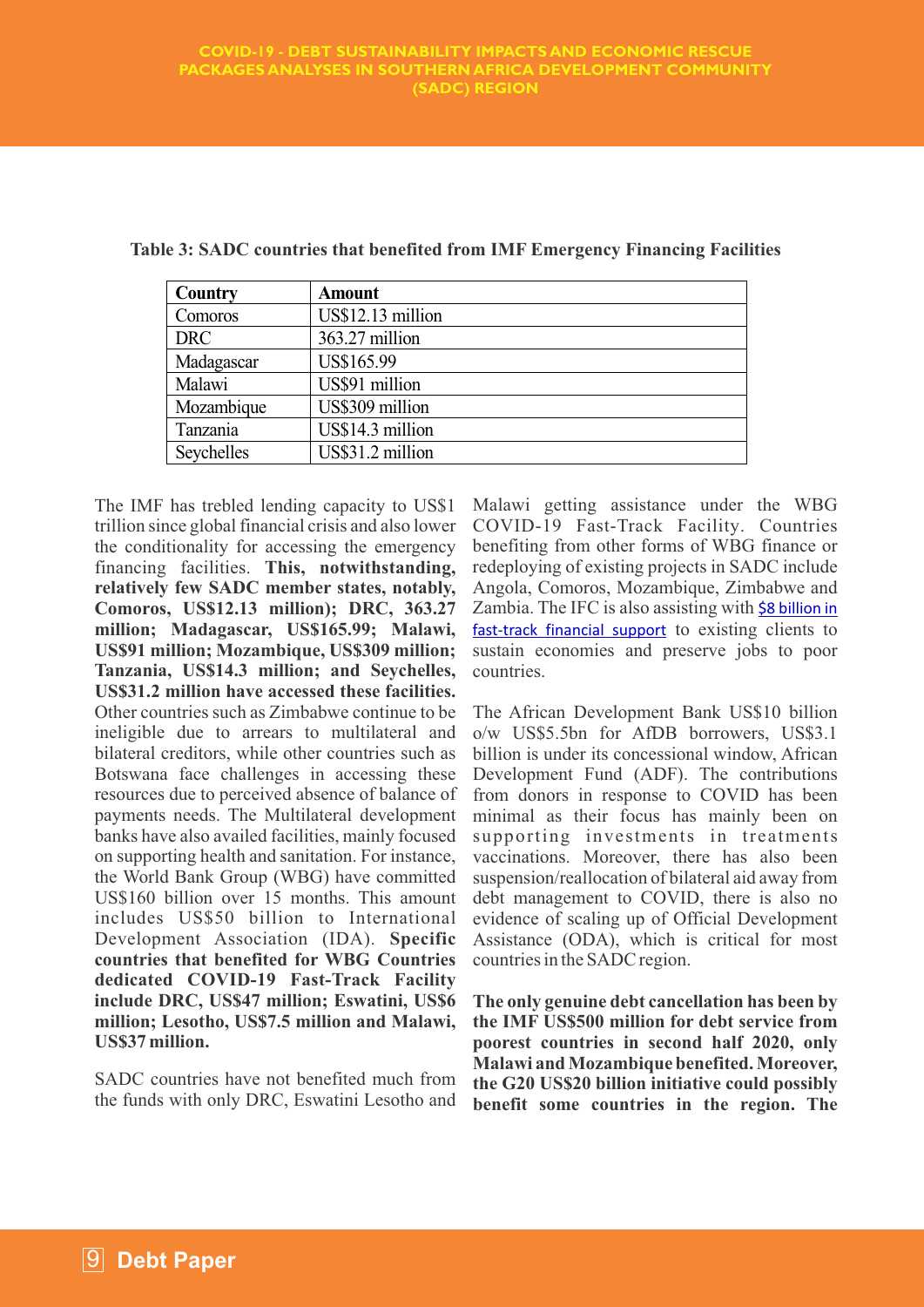**Table 3: SADC countries that benefited from IMF Emergency Financing Facilities**

| Country | Amount |
|---|---|
| Comoros | US$12.13 million |
| DRC | 363.27 million |
| Madagascar | US$165.99 |
| Malawi | US$91 million |
| Mozambique | US$309 million |
| Tanzania | US$14.3 million |
| Seychelles | US$31.2 million |

The IMF has trebled lending capacity to US$1 trillion since global financial crisis and also lower the conditionality for accessing the emergency financing facilities. **This, notwithstanding, relatively few SADC member states, notably, Comoros, US$12.13 million); DRC, 363.27 million; Madagascar, US$165.99; Malawi, US$91 million; Mozambique, US$309 million; Tanzania, US$14.3 million; and Seychelles, US$31.2 million have accessed these facilities.** Other countries such as Zimbabwe continue to be ineligible due to arrears to multilateral and bilateral creditors, while other countries such as Botswana face challenges in accessing these resources due to perceived absence of balance of payments needs. The Multilateral development banks have also availed facilities, mainly focused on supporting health and sanitation. For instance, the World Bank Group (WBG) have committed US$160 billion over 15 months. This amount includes US$50 billion to International Development Association (IDA). **Specific countries that benefited for WBG Countries dedicated COVID-19 Fast-Track Facility include DRC, US$47 million; Eswatini, US$6 million; Lesotho, US$7.5 million and Malawi, US$37 million.**

SADC countries have not benefited much from the funds with only DRC, Eswatini Lesotho and Malawi getting assistance under the WBG COVID-19 Fast-Track Facility. Countries benefiting from other forms of WBG finance or redeploying of existing projects in SADC include Angola, Comoros, Mozambique, Zimbabwe and Zambia. The IFC is also assisting with $8 billion in fast-track financial support to existing clients to sustain economies and preserve jobs to poor countries.

The African Development Bank US$10 billion o/w US$5.5bn for AfDB borrowers, US$3.1 billion is under its concessional window, African Development Fund (ADF). The contributions from donors in response to COVID has been minimal as their focus has mainly been on supporting investments in treatments vaccinations. Moreover, there has also been suspension/reallocation of bilateral aid away from debt management to COVID, there is also no evidence of scaling up of Official Development Assistance (ODA), which is critical for most countries in the SADC region.

**The only genuine debt cancellation has been by the IMF US$500 million for debt service from poorest countries in second half 2020, only Malawi and Mozambique benefited. Moreover, the G20 US$20 billion initiative could possibly benefit some countries in the region. The**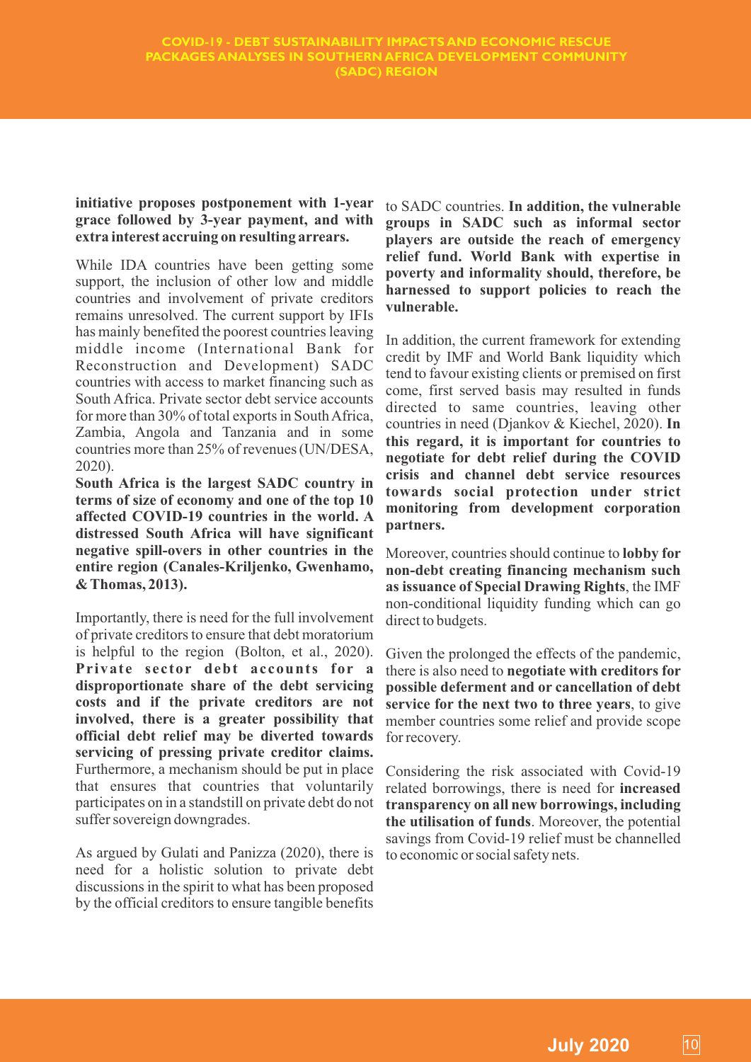**initiative proposes postponement with 1-year grace followed by 3-year payment, and with extra interest accruing on resulting arrears.**

While IDA countries have been getting some support, the inclusion of other low and middle countries and involvement of private creditors remains unresolved. The current support by IFIs has mainly benefited the poorest countries leaving middle income (International Bank for Reconstruction and Development) SADC countries with access to market financing such as South Africa. Private sector debt service accounts for more than 30% of total exports in South Africa, Zambia, Angola and Tanzania and in some countries more than 25% of revenues (UN/DESA, 2020).

**South Africa is the largest SADC country in terms of size of economy and one of the top 10 affected COVID-19 countries in the world. A distressed South Africa will have significant negative spill-overs in other countries in the entire region (Canales-Kriljenko, Gwenhamo, & Thomas, 2013).**

Importantly, there is need for the full involvement of private creditors to ensure that debt moratorium is helpful to the region (Bolton, et al., 2020). **Private sector debt accounts for a disproportionate share of the debt servicing costs and if the private creditors are not involved, there is a greater possibility that official debt relief may be diverted towards servicing of pressing private creditor claims.** Furthermore, a mechanism should be put in place that ensures that countries that voluntarily participates on in a standstill on private debt do not suffer sovereign downgrades.

As argued by Gulati and Panizza (2020), there is need for a holistic solution to private debt discussions in the spirit to what has been proposed by the official creditors to ensure tangible benefits to SADC countries. **In addition, the vulnerable groups in SADC such as informal sector players are outside the reach of emergency relief fund. World Bank with expertise in poverty and informality should, therefore, be harnessed to support policies to reach the vulnerable.**

In addition, the current framework for extending credit by IMF and World Bank liquidity which tend to favour existing clients or premised on first come, first served basis may resulted in funds directed to same countries, leaving other countries in need (Djankov & Kiechel, 2020). **In this regard, it is important for countries to negotiate for debt relief during the COVID crisis and channel debt service resources towards social protection under strict monitoring from development corporation partners.**

Moreover, countries should continue to **lobby for non-debt creating financing mechanism such as issuance of Special Drawing Rights**, the IMF non-conditional liquidity funding which can go direct to budgets.

Given the prolonged the effects of the pandemic, there is also need to **negotiate with creditors for possible deferment and or cancellation of debt service for the next two to three years**, to give member countries some relief and provide scope for recovery.

Considering the risk associated with Covid-19 related borrowings, there is need for **increased transparency on all new borrowings, including the utilisation of funds**. Moreover, the potential savings from Covid-19 relief must be channelled to economic or social safety nets.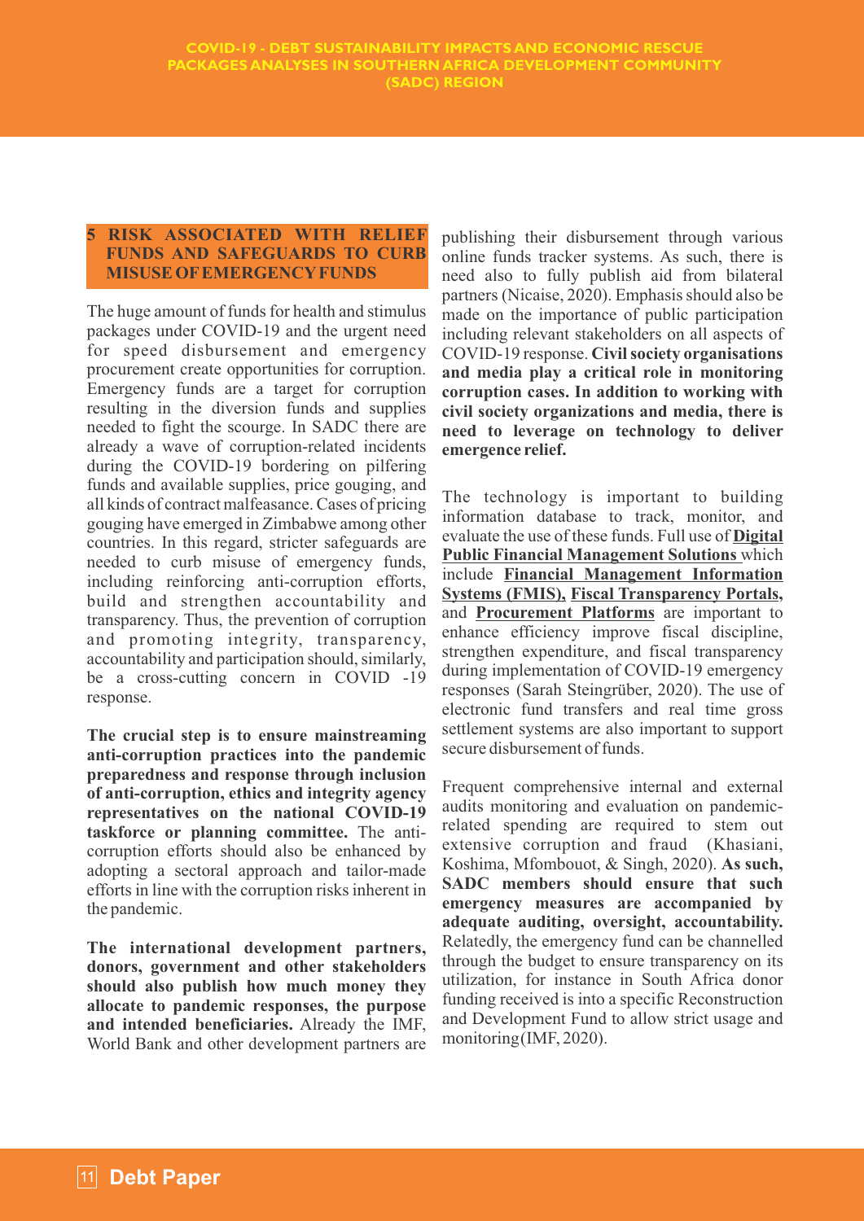## 5 RISK ASSOCIATED WITH RELIEF FUNDS AND SAFEGUARDS TO CURB MISUSE OF EMERGENCY FUNDS

The huge amount of funds for health and stimulus packages under COVID-19 and the urgent need for speed disbursement and emergency procurement create opportunities for corruption. Emergency funds are a target for corruption resulting in the diversion funds and supplies needed to fight the scourge. In SADC there are already a wave of corruption-related incidents during the COVID-19 bordering on pilfering funds and available supplies, price gouging, and all kinds of contract malfeasance. Cases of pricing gouging have emerged in Zimbabwe among other countries. In this regard, stricter safeguards are needed to curb misuse of emergency funds, including reinforcing anti-corruption efforts, build and strengthen accountability and transparency. Thus, the prevention of corruption and promoting integrity, transparency, accountability and participation should, similarly, be a cross-cutting concern in COVID -19 response.

**The crucial step is to ensure mainstreaming anti-corruption practices into the pandemic preparedness and response through inclusion of anti-corruption, ethics and integrity agency representatives on the national COVID-19 taskforce or planning committee.** The anti-corruption efforts should also be enhanced by adopting a sectoral approach and tailor-made efforts in line with the corruption risks inherent in the pandemic.

**The international development partners, donors, government and other stakeholders should also publish how much money they allocate to pandemic responses, the purpose and intended beneficiaries.** Already the IMF, World Bank and other development partners are publishing their disbursement through various online funds tracker systems. As such, there is need also to fully publish aid from bilateral partners (Nicaise, 2020). Emphasis should also be made on the importance of public participation including relevant stakeholders on all aspects of COVID-19 response. **Civil society organisations and media play a critical role in monitoring corruption cases. In addition to working with civil society organizations and media, there is need to leverage on technology to deliver emergence relief.**

The technology is important to building information database to track, monitor, and evaluate the use of these funds. Full use of **Digital Public Financial Management Solutions** which include **Financial Management Information Systems (FMIS), Fiscal Transparency Portals,** and **Procurement Platforms** are important to enhance efficiency improve fiscal discipline, strengthen expenditure, and fiscal transparency during implementation of COVID-19 emergency responses (Sarah Steingrüber, 2020). The use of electronic fund transfers and real time gross settlement systems are also important to support secure disbursement of funds.

Frequent comprehensive internal and external audits monitoring and evaluation on pandemic-related spending are required to stem out extensive corruption and fraud (Khasiani, Koshima, Mfombouot, & Singh, 2020). **As such, SADC members should ensure that such emergency measures are accompanied by adequate auditing, oversight, accountability.** Relatedly, the emergency fund can be channelled through the budget to ensure transparency on its utilization, for instance in South Africa donor funding received is into a specific Reconstruction and Development Fund to allow strict usage and monitoring(IMF, 2020).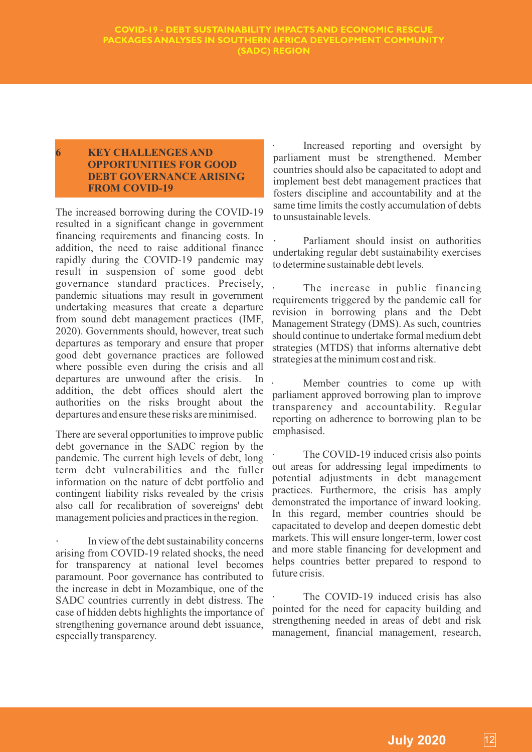## 6 KEY CHALLENGES AND OPPORTUNITIES FOR GOOD DEBT GOVERNANCE ARISING FROM COVID-19

The increased borrowing during the COVID-19 resulted in a significant change in government financing requirements and financing costs. In addition, the need to raise additional finance rapidly during the COVID-19 pandemic may result in suspension of some good debt governance standard practices. Precisely, pandemic situations may result in government undertaking measures that create a departure from sound debt management practices (IMF, 2020). Governments should, however, treat such departures as temporary and ensure that proper good debt governance practices are followed where possible even during the crisis and all departures are unwound after the crisis. In addition, the debt offices should alert the authorities on the risks brought about the departures and ensure these risks are minimised.

There are several opportunities to improve public debt governance in the SADC region by the pandemic. The current high levels of debt, long term debt vulnerabilities and the fuller information on the nature of debt portfolio and contingent liability risks revealed by the crisis also call for recalibration of sovereigns' debt management policies and practices in the region.

- In view of the debt sustainability concerns arising from COVID-19 related shocks, the need for transparency at national level becomes paramount. Poor governance has contributed to the increase in debt in Mozambique, one of the SADC countries currently in debt distress. The case of hidden debts highlights the importance of strengthening governance around debt issuance, especially transparency.

- Increased reporting and oversight by parliament must be strengthened. Member countries should also be capacitated to adopt and implement best debt management practices that fosters discipline and accountability and at the same time limits the costly accumulation of debts to unsustainable levels.

- Parliament should insist on authorities undertaking regular debt sustainability exercises to determine sustainable debt levels.

- The increase in public financing requirements triggered by the pandemic call for revision in borrowing plans and the Debt Management Strategy (DMS). As such, countries should continue to undertake formal medium debt strategies (MTDS) that informs alternative debt strategies at the minimum cost and risk.

- Member countries to come up with parliament approved borrowing plan to improve transparency and accountability. Regular reporting on adherence to borrowing plan to be emphasised.

- The COVID-19 induced crisis also points out areas for addressing legal impediments to potential adjustments in debt management practices. Furthermore, the crisis has amply demonstrated the importance of inward looking. In this regard, member countries should be capacitated to develop and deepen domestic debt markets. This will ensure longer-term, lower cost and more stable financing for development and helps countries better prepared to respond to future crisis.

- The COVID-19 induced crisis has also pointed for the need for capacity building and strengthening needed in areas of debt and risk management, financial management, research,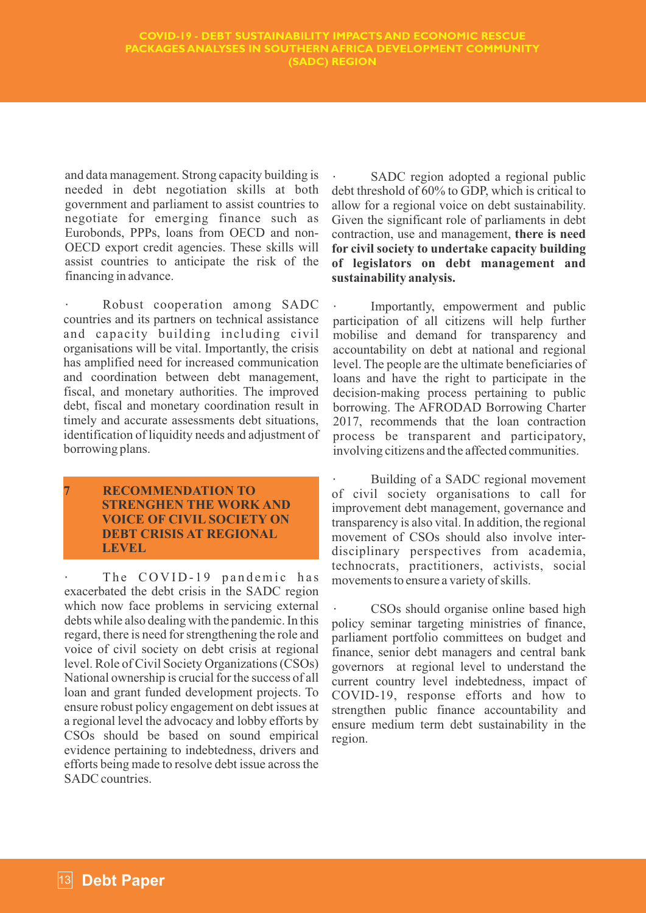and data management. Strong capacity building is needed in debt negotiation skills at both government and parliament to assist countries to negotiate for emerging finance such as Eurobonds, PPPs, loans from OECD and non-OECD export credit agencies. These skills will assist countries to anticipate the risk of the financing in advance.

· Robust cooperation among SADC countries and its partners on technical assistance and capacity building including civil organisations will be vital. Importantly, the crisis has amplified need for increased communication and coordination between debt management, fiscal, and monetary authorities. The improved debt, fiscal and monetary coordination result in timely and accurate assessments debt situations, identification of liquidity needs and adjustment of borrowing plans.

## 7 RECOMMENDATION TO STRENGHEN THE WORK AND VOICE OF CIVIL SOCIETY ON DEBT CRISIS AT REGIONAL LEVEL

· The COVID-19 pandemic has exacerbated the debt crisis in the SADC region which now face problems in servicing external debts while also dealing with the pandemic. In this regard, there is need for strengthening the role and voice of civil society on debt crisis at regional level. Role of Civil Society Organizations (CSOs) National ownership is crucial for the success of all loan and grant funded development projects. To ensure robust policy engagement on debt issues at a regional level the advocacy and lobby efforts by CSOs should be based on sound empirical evidence pertaining to indebtedness, drivers and efforts being made to resolve debt issue across the SADC countries.

· SADC region adopted a regional public debt threshold of 60% to GDP, which is critical to allow for a regional voice on debt sustainability. Given the significant role of parliaments in debt contraction, use and management, **there is need for civil society to undertake capacity building of legislators on debt management and sustainability analysis.**

· Importantly, empowerment and public participation of all citizens will help further mobilise and demand for transparency and accountability on debt at national and regional level. The people are the ultimate beneficiaries of loans and have the right to participate in the decision-making process pertaining to public borrowing. The AFRODAD Borrowing Charter 2017, recommends that the loan contraction process be transparent and participatory, involving citizens and the affected communities.

· Building of a SADC regional movement of civil society organisations to call for improvement debt management, governance and transparency is also vital. In addition, the regional movement of CSOs should also involve inter-disciplinary perspectives from academia, technocrats, practitioners, activists, social movements to ensure a variety of skills.

· CSOs should organise online based high policy seminar targeting ministries of finance, parliament portfolio committees on budget and finance, senior debt managers and central bank governors at regional level to understand the current country level indebtedness, impact of COVID-19, response efforts and how to strengthen public finance accountability and ensure medium term debt sustainability in the region.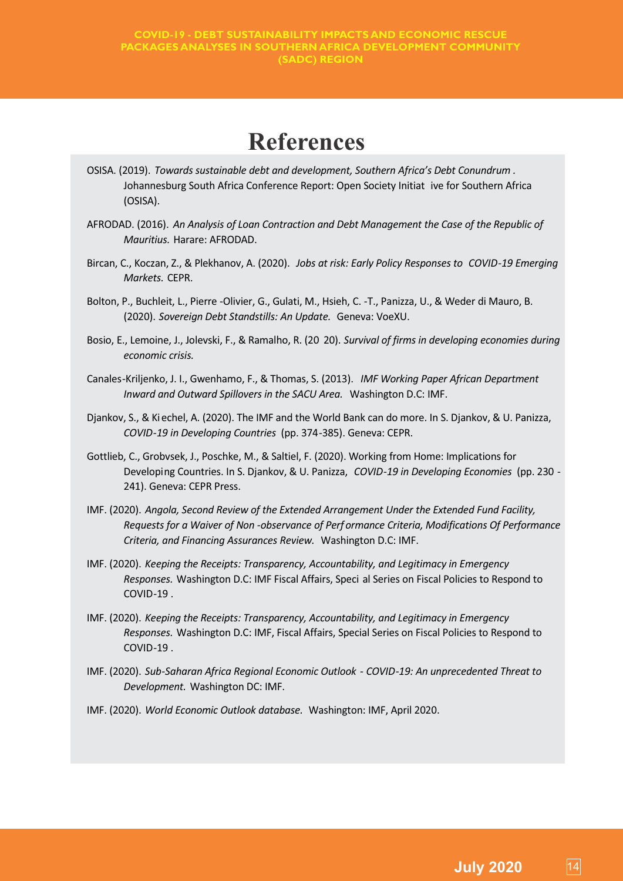# References

OSISA. (2019). *Towards sustainable debt and development, Southern Africa's Debt Conundrum .* Johannesburg South Africa Conference Report: Open Society Initiat ive for Southern Africa (OSISA).

AFRODAD. (2016). *An Analysis of Loan Contraction and Debt Management the Case of the Republic of Mauritius.* Harare: AFRODAD.

Bircan, C., Koczan, Z., & Plekhanov, A. (2020). *Jobs at risk: Early Policy Responses to COVID-19 Emerging Markets.* CEPR.

Bolton, P., Buchleit, L., Pierre -Olivier, G., Gulati, M., Hsieh, C. -T., Panizza, U., & Weder di Mauro, B. (2020). *Sovereign Debt Standstills: An Update.* Geneva: VoeXU.

Bosio, E., Lemoine, J., Jolevski, F., & Ramalho, R. (20 20). *Survival of firms in developing economies during economic crisis.*

Canales-Kriljenko, J. I., Gwenhamo, F., & Thomas, S. (2013). *IMF Working Paper African Department Inward and Outward Spillovers in the SACU Area.* Washington D.C: IMF.

Djankov, S., & Ki echel, A. (2020). The IMF and the World Bank can do more. In S. Djankov, & U. Panizza, *COVID-19 in Developing Countries* (pp. 374-385). Geneva: CEPR.

Gottlieb, C., Grobvsek, J., Poschke, M., & Saltiel, F. (2020). Working from Home: Implications for Developing Countries. In S. Djankov, & U. Panizza, *COVID-19 in Developing Economies* (pp. 230 - 241). Geneva: CEPR Press.

IMF. (2020). *Angola, Second Review of the Extended Arrangement Under the Extended Fund Facility, Requests for a Waiver of Non -observance of Perf ormance Criteria, Modifications Of Performance Criteria, and Financing Assurances Review.* Washington D.C: IMF.

IMF. (2020). *Keeping the Receipts: Transparency, Accountability, and Legitimacy in Emergency Responses.* Washington D.C: IMF Fiscal Affairs, Speci al Series on Fiscal Policies to Respond to COVID-19 .

IMF. (2020). *Keeping the Receipts: Transparency, Accountability, and Legitimacy in Emergency Responses.* Washington D.C: IMF, Fiscal Affairs, Special Series on Fiscal Policies to Respond to COVID-19 .

IMF. (2020). *Sub-Saharan Africa Regional Economic Outlook - COVID-19: An unprecedented Threat to Development.* Washington DC: IMF.

IMF. (2020). *World Economic Outlook database.* Washington: IMF, April 2020.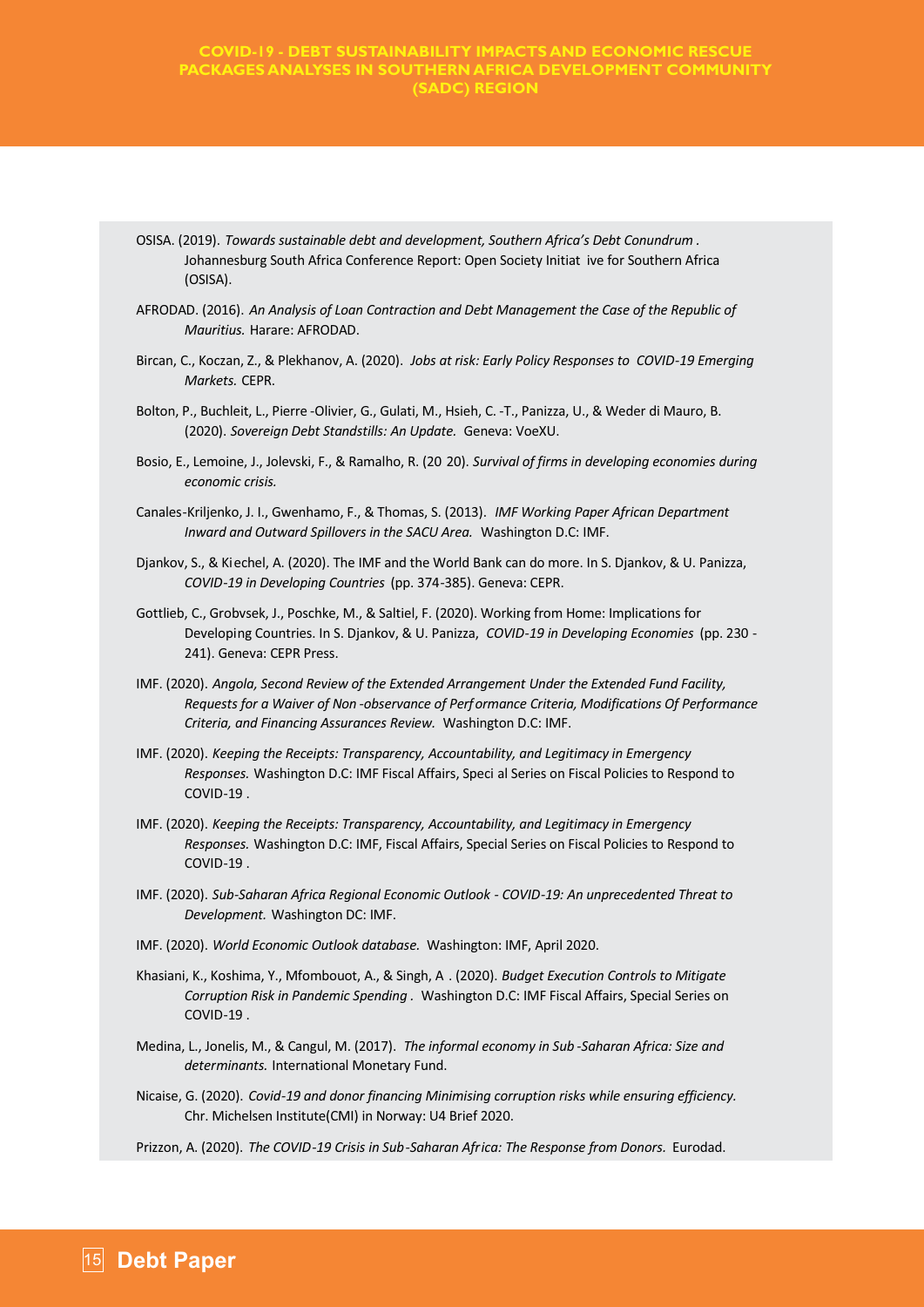OSISA. (2019). *Towards sustainable debt and development, Southern Africa's Debt Conundrum*. Johannesburg South Africa Conference Report: Open Society Initiat ive for Southern Africa (OSISA).

AFRODAD. (2016). *An Analysis of Loan Contraction and Debt Management the Case of the Republic of Mauritius.* Harare: AFRODAD.

Bircan, C., Koczan, Z., & Plekhanov, A. (2020). *Jobs at risk: Early Policy Responses to COVID-19 Emerging Markets.* CEPR.

Bolton, P., Buchleit, L., Pierre-Olivier, G., Gulati, M., Hsieh, C. -T., Panizza, U., & Weder di Mauro, B. (2020). *Sovereign Debt Standstills: An Update.* Geneva: VoeXU.

Bosio, E., Lemoine, J., Jolevski, F., & Ramalho, R. (20 20). *Survival of firms in developing economies during economic crisis.*

Canales-Kriljenko, J. I., Gwenhamo, F., & Thomas, S. (2013). *IMF Working Paper African Department Inward and Outward Spillovers in the SACU Area.* Washington D.C: IMF.

Djankov, S., & Kiechel, A. (2020). The IMF and the World Bank can do more. In S. Djankov, & U. Panizza, *COVID-19 in Developing Countries* (pp. 374-385). Geneva: CEPR.

Gottlieb, C., Grobvsek, J., Poschke, M., & Saltiel, F. (2020). Working from Home: Implications for Developing Countries. In S. Djankov, & U. Panizza, *COVID-19 in Developing Economies* (pp. 230 - 241). Geneva: CEPR Press.

IMF. (2020). *Angola, Second Review of the Extended Arrangement Under the Extended Fund Facility, Requests for a Waiver of Non-observance of Performance Criteria, Modifications Of Performance Criteria, and Financing Assurances Review.* Washington D.C: IMF.

IMF. (2020). *Keeping the Receipts: Transparency, Accountability, and Legitimacy in Emergency Responses.* Washington D.C: IMF Fiscal Affairs, Speci al Series on Fiscal Policies to Respond to COVID-19 .

IMF. (2020). *Keeping the Receipts: Transparency, Accountability, and Legitimacy in Emergency Responses.* Washington D.C: IMF, Fiscal Affairs, Special Series on Fiscal Policies to Respond to COVID-19 .

IMF. (2020). *Sub-Saharan Africa Regional Economic Outlook - COVID-19: An unprecedented Threat to Development.* Washington DC: IMF.

IMF. (2020). *World Economic Outlook database.* Washington: IMF, April 2020.

Khasiani, K., Koshima, Y., Mfombouot, A., & Singh, A . (2020). *Budget Execution Controls to Mitigate Corruption Risk in Pandemic Spending*. Washington D.C: IMF Fiscal Affairs, Special Series on COVID-19 .

Medina, L., Jonelis, M., & Cangul, M. (2017). *The informal economy in Sub-Saharan Africa: Size and determinants.* International Monetary Fund.

Nicaise, G. (2020). *Covid-19 and donor financing Minimising corruption risks while ensuring efficiency.* Chr. Michelsen Institute(CMI) in Norway: U4 Brief 2020.

Prizzon, A. (2020). *The COVID-19 Crisis in Sub-Saharan Africa: The Response from Donors.* Eurodad.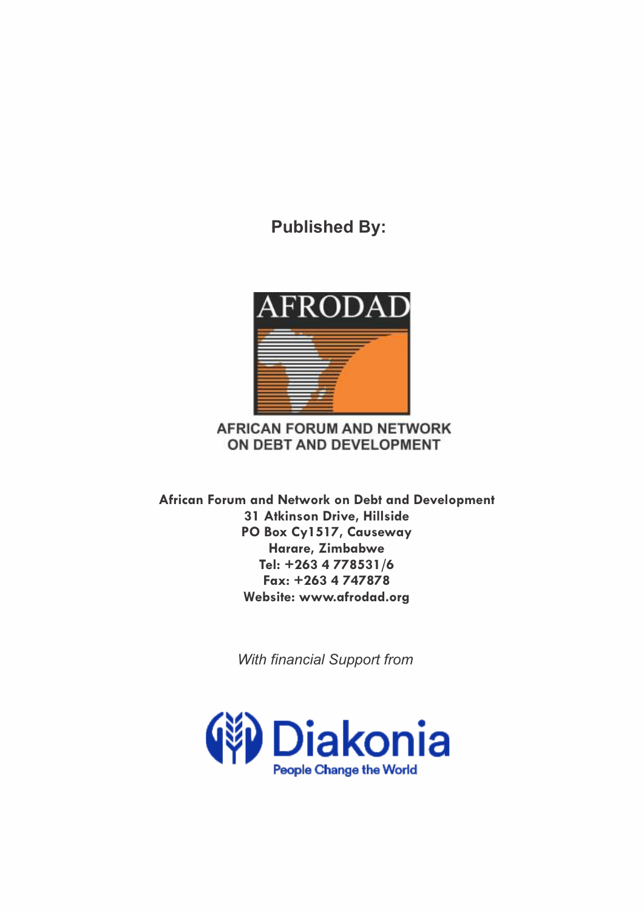**Published By:**

AFRODAD

AFRICAN FORUM AND NETWORK ON DEBT AND DEVELOPMENT

**African Forum and Network on Debt and Development**
**31 Atkinson Drive, Hillside**
**PO Box Cy1517, Causeway**
**Harare, Zimbabwe**
**Tel: +263 4 778531/6**
**Fax: +263 4 747878**
**Website: www.afrodad.org**

*With financial Support from*

Diakonia

People Change the World